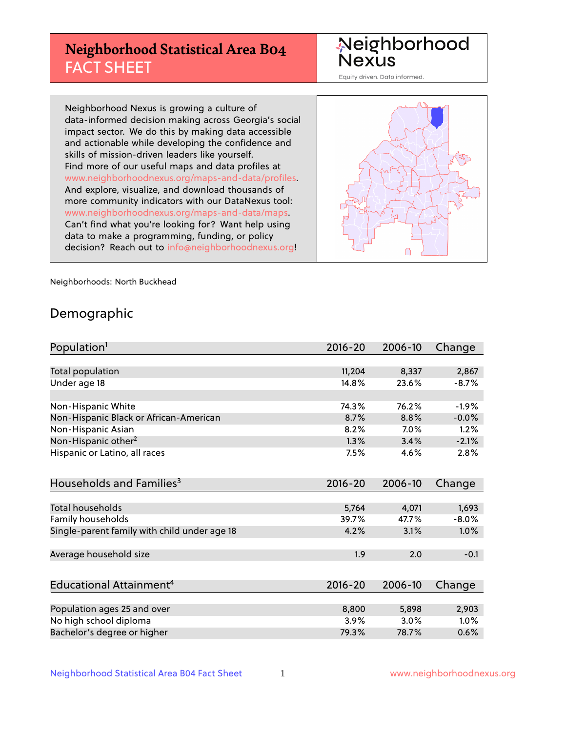# Neighborhood Statistical Area B04 FACT SHEET

Neighborhood Nexus

Equity driven. Data informed.

Neighborhood Nexus is growing a culture of data-informed decision making across Georgia's social impact sector. We do this by making data accessible and actionable while developing the confidence and skills of mission-driven leaders like yourself. Find more of our useful maps and data profiles at www.neighborhoodnexus.org/maps-and-data/profiles. And explore, visualize, and download thousands of more community indicators with our DataNexus tool: www.neighborhoodnexus.org/maps-and-data/maps. Can't find what you're looking for? Want help using data to make a programming, funding, or policy decision? Reach out to info@neighborhoodnexus.org!

Neighborhoods: North Buckhead

## Demographic

| Population[1] | 2016-20 | 2006-10 | Change |
|---|---|---|---|
| Total population | 11,204 | 8,337 | 2,867 |
| Under age 18 | 14.8% | 23.6% | -8.7% |
| | | | |
| Non-Hispanic White | 74.3% | 76.2% | -1.9% |
| Non-Hispanic Black or African-American | 8.7% | 8.8% | -0.0% |
| Non-Hispanic Asian | 8.2% | 7.0% | 1.2% |
| Non-Hispanic other[2] | 1.3% | 3.4% | -2.1% |
| Hispanic or Latino, all races | 7.5% | 4.6% | 2.8% |

| Households and Families[3] | 2016-20 | 2006-10 | Change |
|---|---|---|---|
| Total households | 5,764 | 4,071 | 1,693 |
| Family households | 39.7% | 47.7% | -8.0% |
| Single-parent family with child under age 18 | 4.2% | 3.1% | 1.0% |
| | | | |
| Average household size | 1.9 | 2.0 | -0.1 |

| Educational Attainment[4] | 2016-20 | 2006-10 | Change |
|---|---|---|---|
| Population ages 25 and over | 8,800 | 5,898 | 2,903 |
| No high school diploma | 3.9% | 3.0% | 1.0% |
| Bachelor's degree or higher | 79.3% | 78.7% | 0.6% |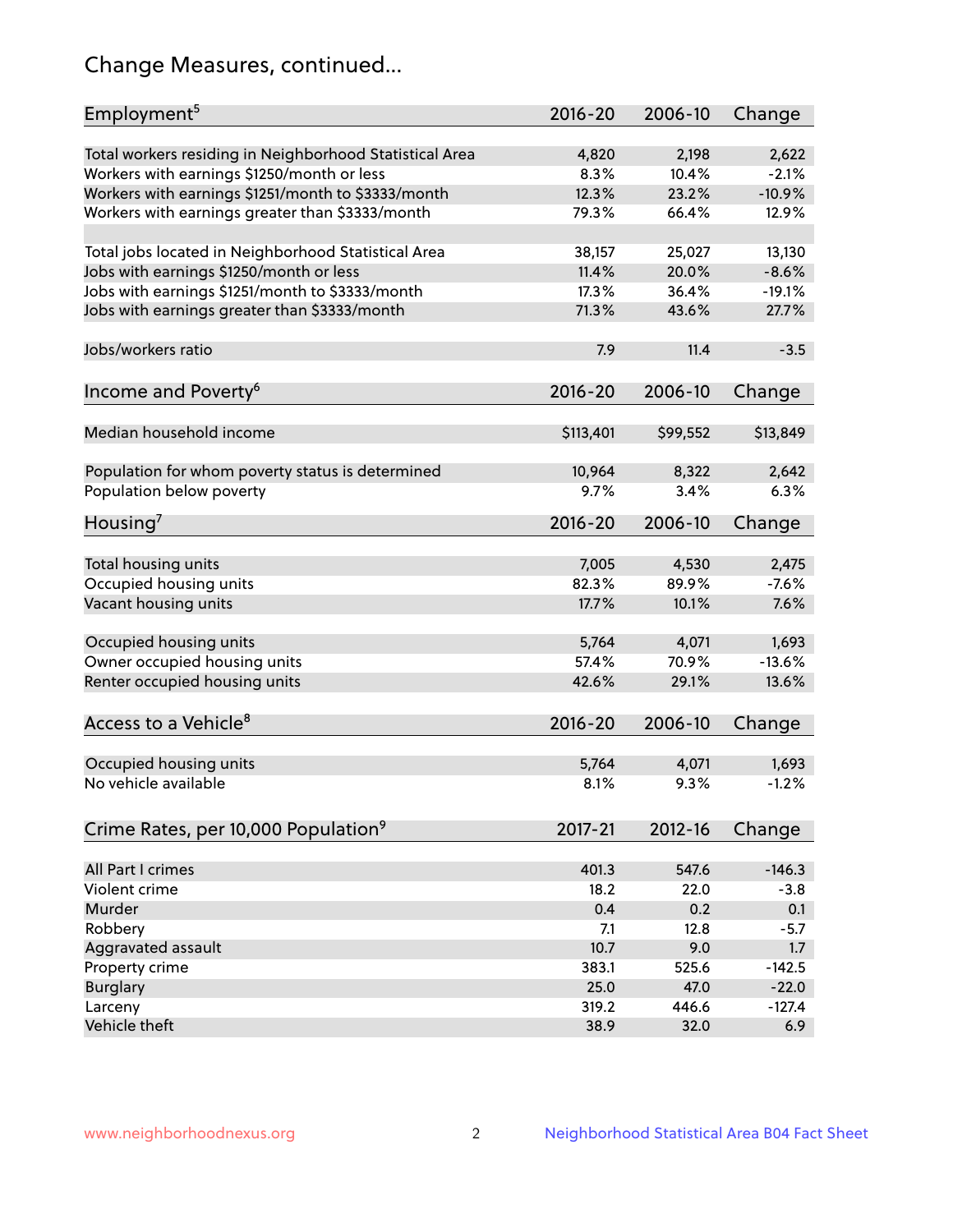# Change Measures, continued...

| Employment[5] | 2016-20 | 2006-10 | Change |
|---|---|---|---|
| Total workers residing in Neighborhood Statistical Area | 4,820 | 2,198 | 2,622 |
| Workers with earnings $1250/month or less | 8.3% | 10.4% | -2.1% |
| Workers with earnings $1251/month to $3333/month | 12.3% | 23.2% | -10.9% |
| Workers with earnings greater than $3333/month | 79.3% | 66.4% | 12.9% |
| | | | |
| Total jobs located in Neighborhood Statistical Area | 38,157 | 25,027 | 13,130 |
| Jobs with earnings $1250/month or less | 11.4% | 20.0% | -8.6% |
| Jobs with earnings $1251/month to $3333/month | 17.3% | 36.4% | -19.1% |
| Jobs with earnings greater than $3333/month | 71.3% | 43.6% | 27.7% |
| | | | |
| Jobs/workers ratio | 7.9 | 11.4 | -3.5 |

| Income and Poverty[6] | 2016-20 | 2006-10 | Change |
|---|---|---|---|
| Median household income | $113,401 | $99,552 | $13,849 |
| | | | |
| Population for whom poverty status is determined | 10,964 | 8,322 | 2,642 |
| Population below poverty | 9.7% | 3.4% | 6.3% |

| Housing[7] | 2016-20 | 2006-10 | Change |
|---|---|---|---|
| Total housing units | 7,005 | 4,530 | 2,475 |
| Occupied housing units | 82.3% | 89.9% | -7.6% |
| Vacant housing units | 17.7% | 10.1% | 7.6% |
| | | | |
| Occupied housing units | 5,764 | 4,071 | 1,693 |
| Owner occupied housing units | 57.4% | 70.9% | -13.6% |
| Renter occupied housing units | 42.6% | 29.1% | 13.6% |

| Access to a Vehicle[8] | 2016-20 | 2006-10 | Change |
|---|---|---|---|
| Occupied housing units | 5,764 | 4,071 | 1,693 |
| No vehicle available | 8.1% | 9.3% | -1.2% |

| Crime Rates, per 10,000 Population[9] | 2017-21 | 2012-16 | Change |
|---|---|---|---|
| All Part I crimes | 401.3 | 547.6 | -146.3 |
| Violent crime | 18.2 | 22.0 | -3.8 |
| Murder | 0.4 | 0.2 | 0.1 |
| Robbery | 7.1 | 12.8 | -5.7 |
| Aggravated assault | 10.7 | 9.0 | 1.7 |
| Property crime | 383.1 | 525.6 | -142.5 |
| Burglary | 25.0 | 47.0 | -22.0 |
| Larceny | 319.2 | 446.6 | -127.4 |
| Vehicle theft | 38.9 | 32.0 | 6.9 |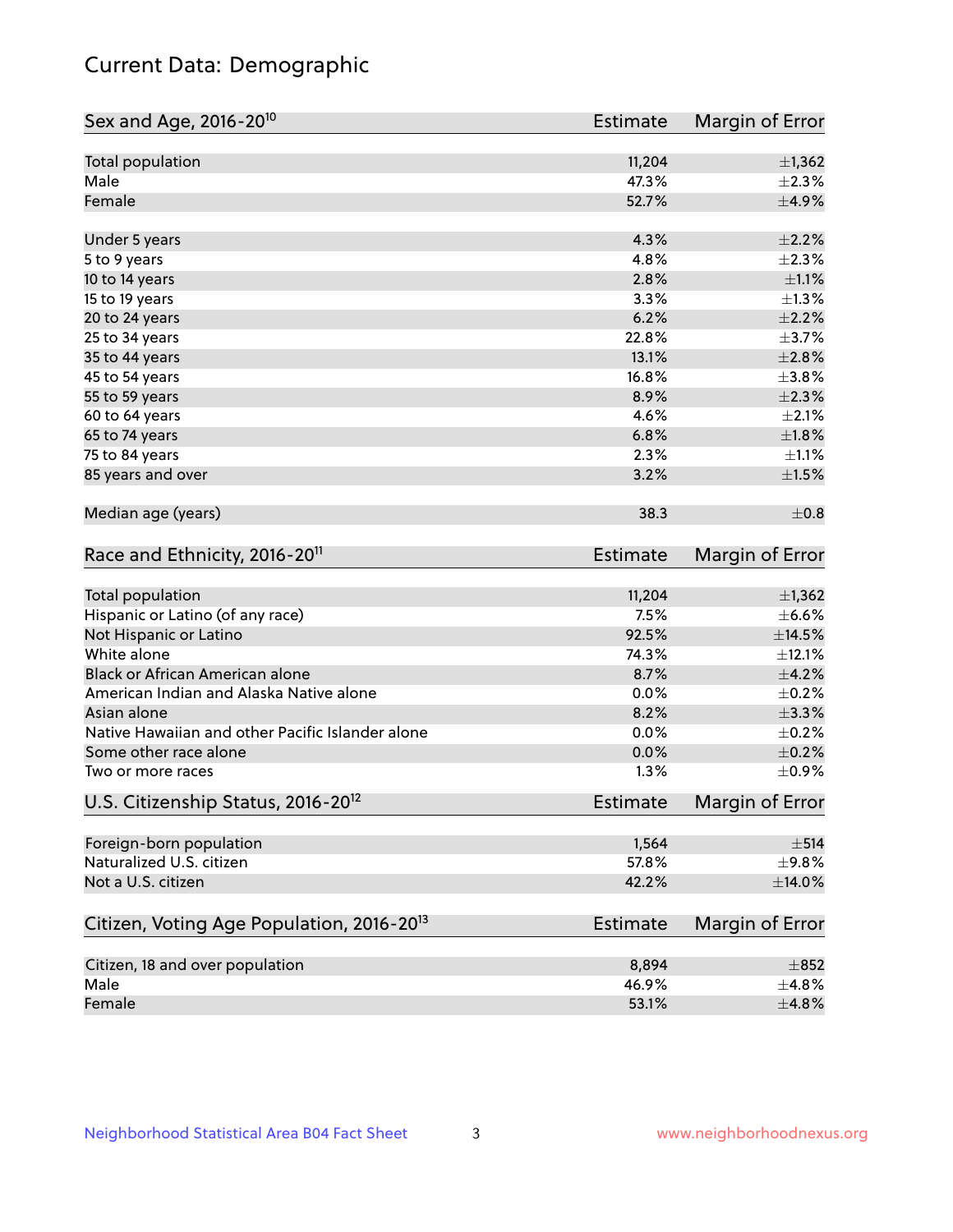# Current Data: Demographic

| Sex and Age, 2016-20[10] | Estimate | Margin of Error |
|---|---|---|
| Total population | 11,204 | ±1,362 |
| Male | 47.3% | ±2.3% |
| Female | 52.7% | ±4.9% |
| Under 5 years | 4.3% | ±2.2% |
| 5 to 9 years | 4.8% | ±2.3% |
| 10 to 14 years | 2.8% | ±1.1% |
| 15 to 19 years | 3.3% | ±1.3% |
| 20 to 24 years | 6.2% | ±2.2% |
| 25 to 34 years | 22.8% | ±3.7% |
| 35 to 44 years | 13.1% | ±2.8% |
| 45 to 54 years | 16.8% | ±3.8% |
| 55 to 59 years | 8.9% | ±2.3% |
| 60 to 64 years | 4.6% | ±2.1% |
| 65 to 74 years | 6.8% | ±1.8% |
| 75 to 84 years | 2.3% | ±1.1% |
| 85 years and over | 3.2% | ±1.5% |
| Median age (years) | 38.3 | ±0.8 |

| Race and Ethnicity, 2016-20[11] | Estimate | Margin of Error |
|---|---|---|
| Total population | 11,204 | ±1,362 |
| Hispanic or Latino (of any race) | 7.5% | ±6.6% |
| Not Hispanic or Latino | 92.5% | ±14.5% |
| White alone | 74.3% | ±12.1% |
| Black or African American alone | 8.7% | ±4.2% |
| American Indian and Alaska Native alone | 0.0% | ±0.2% |
| Asian alone | 8.2% | ±3.3% |
| Native Hawaiian and other Pacific Islander alone | 0.0% | ±0.2% |
| Some other race alone | 0.0% | ±0.2% |
| Two or more races | 1.3% | ±0.9% |

| U.S. Citizenship Status, 2016-20[12] | Estimate | Margin of Error |
|---|---|---|
| Foreign-born population | 1,564 | ±514 |
| Naturalized U.S. citizen | 57.8% | ±9.8% |
| Not a U.S. citizen | 42.2% | ±14.0% |

| Citizen, Voting Age Population, 2016-20[13] | Estimate | Margin of Error |
|---|---|---|
| Citizen, 18 and over population | 8,894 | ±852 |
| Male | 46.9% | ±4.8% |
| Female | 53.1% | ±4.8% |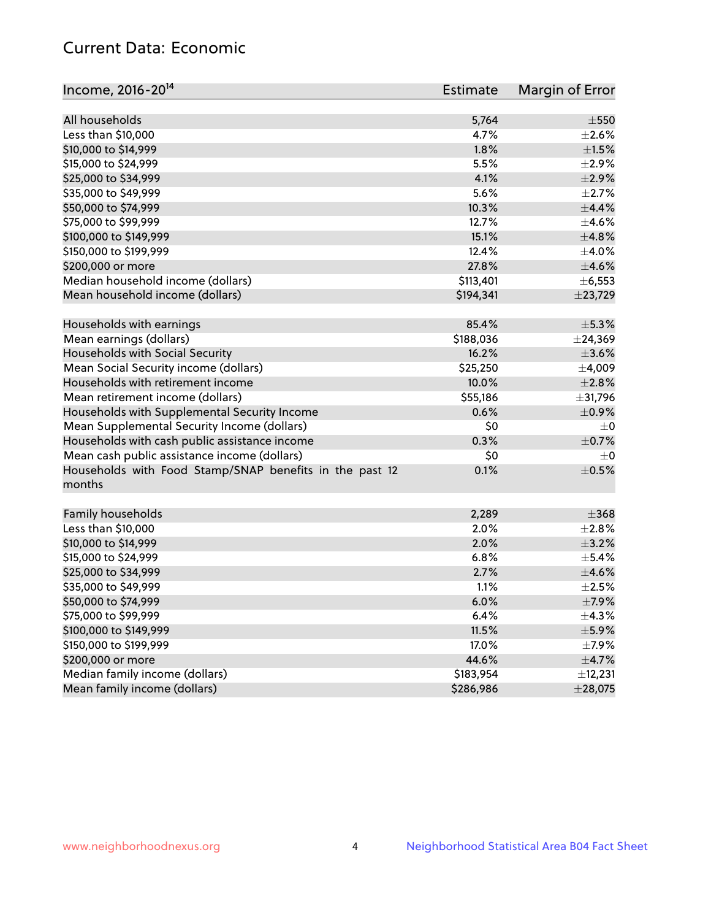## Current Data: Economic

| Income, 2016-20[14] | Estimate | Margin of Error |
|---|---|---|
| All households | 5,764 | ±550 |
| Less than $10,000 | 4.7% | ±2.6% |
| $10,000 to $14,999 | 1.8% | ±1.5% |
| $15,000 to $24,999 | 5.5% | ±2.9% |
| $25,000 to $34,999 | 4.1% | ±2.9% |
| $35,000 to $49,999 | 5.6% | ±2.7% |
| $50,000 to $74,999 | 10.3% | ±4.4% |
| $75,000 to $99,999 | 12.7% | ±4.6% |
| $100,000 to $149,999 | 15.1% | ±4.8% |
| $150,000 to $199,999 | 12.4% | ±4.0% |
| $200,000 or more | 27.8% | ±4.6% |
| Median household income (dollars) | $113,401 | ±6,553 |
| Mean household income (dollars) | $194,341 | ±23,729 |
| | | |
| Households with earnings | 85.4% | ±5.3% |
| Mean earnings (dollars) | $188,036 | ±24,369 |
| Households with Social Security | 16.2% | ±3.6% |
| Mean Social Security income (dollars) | $25,250 | ±4,009 |
| Households with retirement income | 10.0% | ±2.8% |
| Mean retirement income (dollars) | $55,186 | ±31,796 |
| Households with Supplemental Security Income | 0.6% | ±0.9% |
| Mean Supplemental Security Income (dollars) | $0 | ±0 |
| Households with cash public assistance income | 0.3% | ±0.7% |
| Mean cash public assistance income (dollars) | $0 | ±0 |
| Households with Food Stamp/SNAP benefits in the past 12 months | 0.1% | ±0.5% |
| | | |
| Family households | 2,289 | ±368 |
| Less than $10,000 | 2.0% | ±2.8% |
| $10,000 to $14,999 | 2.0% | ±3.2% |
| $15,000 to $24,999 | 6.8% | ±5.4% |
| $25,000 to $34,999 | 2.7% | ±4.6% |
| $35,000 to $49,999 | 1.1% | ±2.5% |
| $50,000 to $74,999 | 6.0% | ±7.9% |
| $75,000 to $99,999 | 6.4% | ±4.3% |
| $100,000 to $149,999 | 11.5% | ±5.9% |
| $150,000 to $199,999 | 17.0% | ±7.9% |
| $200,000 or more | 44.6% | ±4.7% |
| Median family income (dollars) | $183,954 | ±12,231 |
| Mean family income (dollars) | $286,986 | ±28,075 |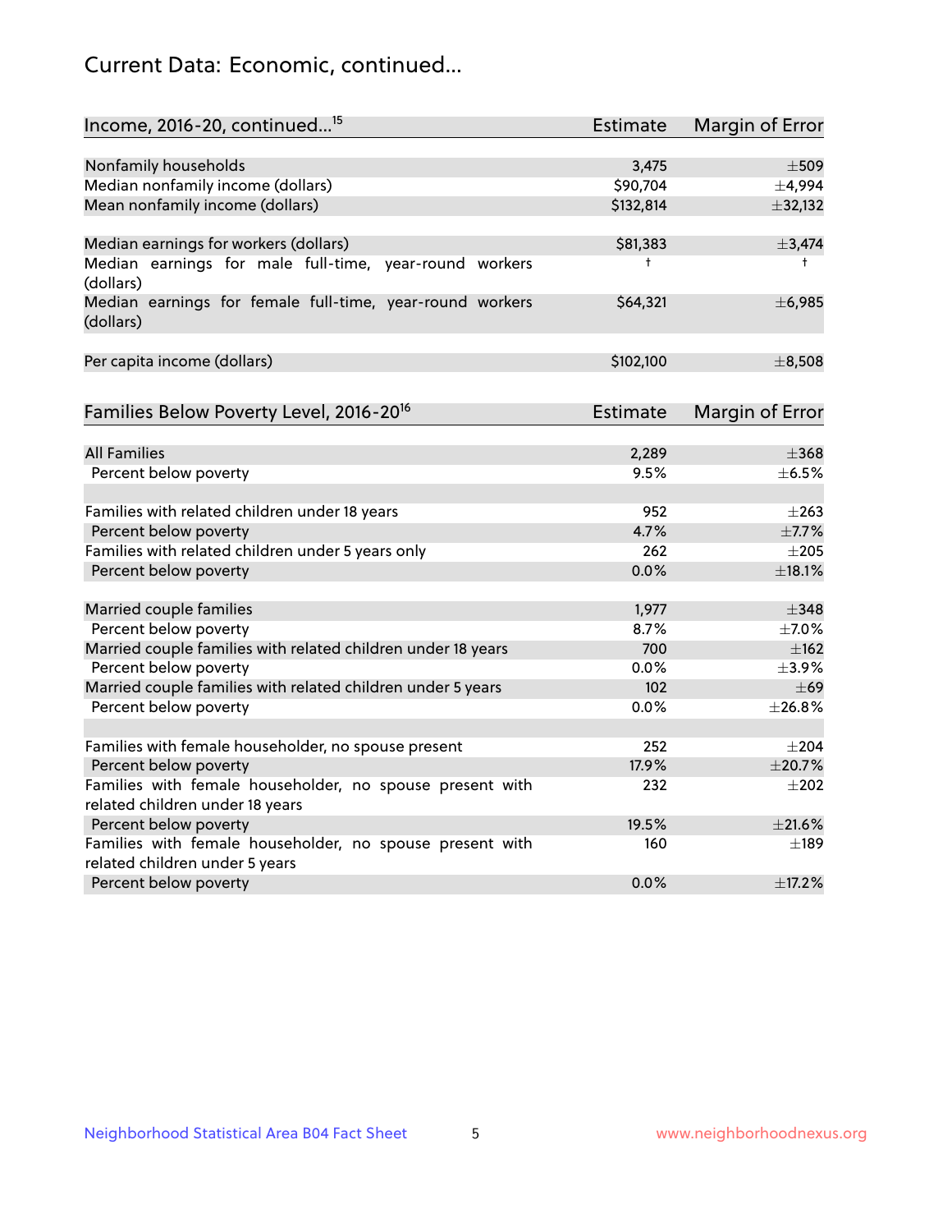## Current Data: Economic, continued...

| Income, 2016-20, continued...[15] | Estimate | Margin of Error |
|---|---|---|
| Nonfamily households | 3,475 | ±509 |
| Median nonfamily income (dollars) | $90,704 | ±4,994 |
| Mean nonfamily income (dollars) | $132,814 | ±32,132 |
| Median earnings for workers (dollars) | $81,383 | ±3,474 |
| Median earnings for male full-time, year-round workers (dollars) | † | † |
| Median earnings for female full-time, year-round workers (dollars) | $64,321 | ±6,985 |
| Per capita income (dollars) | $102,100 | ±8,508 |

| Families Below Poverty Level, 2016-20[16] | Estimate | Margin of Error |
|---|---|---|
| All Families | 2,289 | ±368 |
| Percent below poverty | 9.5% | ±6.5% |
| Families with related children under 18 years | 952 | ±263 |
| Percent below poverty | 4.7% | ±7.7% |
| Families with related children under 5 years only | 262 | ±205 |
| Percent below poverty | 0.0% | ±18.1% |
| Married couple families | 1,977 | ±348 |
| Percent below poverty | 8.7% | ±7.0% |
| Married couple families with related children under 18 years | 700 | ±162 |
| Percent below poverty | 0.0% | ±3.9% |
| Married couple families with related children under 5 years | 102 | ±69 |
| Percent below poverty | 0.0% | ±26.8% |
| Families with female householder, no spouse present | 252 | ±204 |
| Percent below poverty | 17.9% | ±20.7% |
| Families with female householder, no spouse present with related children under 18 years | 232 | ±202 |
| Percent below poverty | 19.5% | ±21.6% |
| Families with female householder, no spouse present with related children under 5 years | 160 | ±189 |
| Percent below poverty | 0.0% | ±17.2% |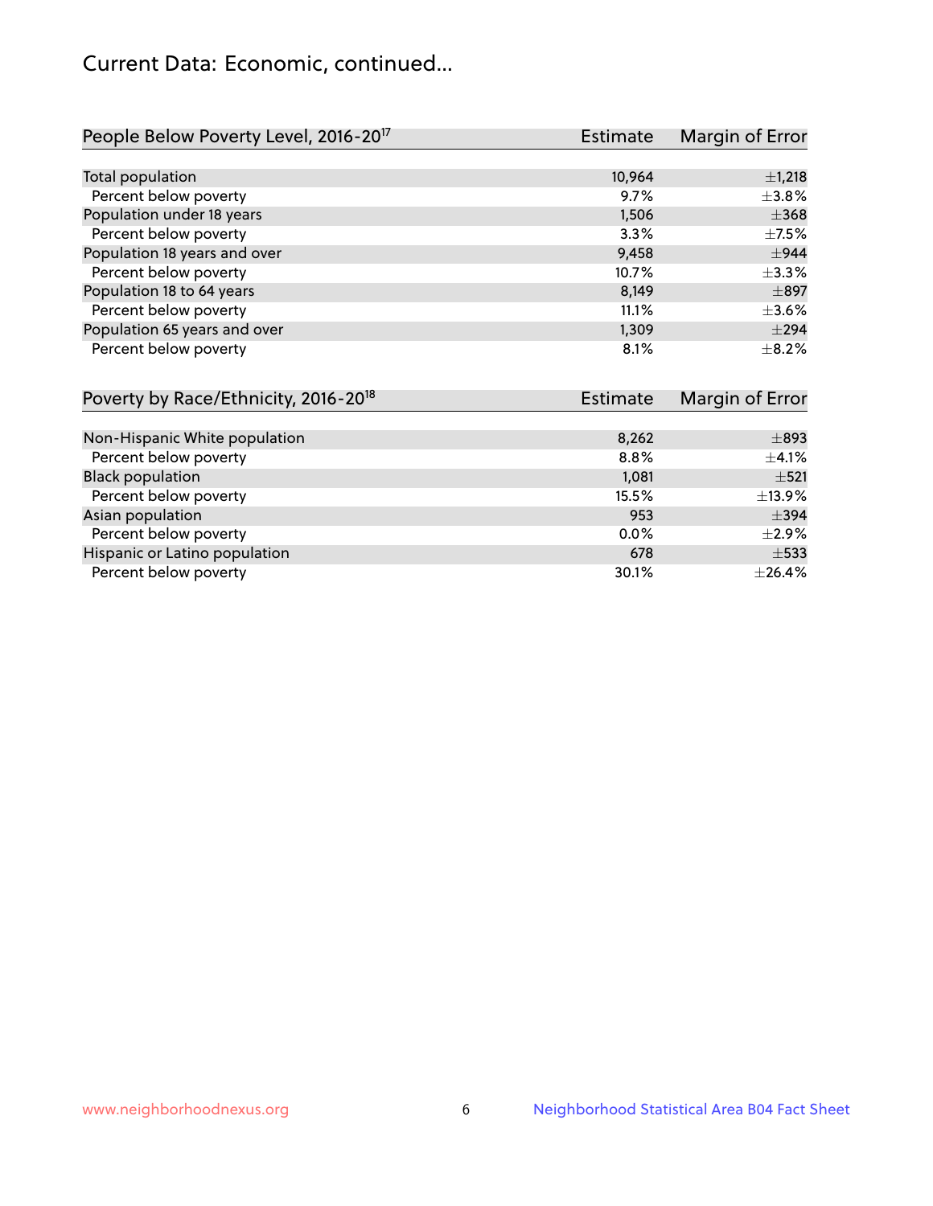# Current Data: Economic, continued...

| People Below Poverty Level, 2016-20[17] | Estimate | Margin of Error |
|---|---|---|
| Total population | 10,964 | ±1,218 |
| Percent below poverty | 9.7% | ±3.8% |
| Population under 18 years | 1,506 | ±368 |
| Percent below poverty | 3.3% | ±7.5% |
| Population 18 years and over | 9,458 | ±944 |
| Percent below poverty | 10.7% | ±3.3% |
| Population 18 to 64 years | 8,149 | ±897 |
| Percent below poverty | 11.1% | ±3.6% |
| Population 65 years and over | 1,309 | ±294 |
| Percent below poverty | 8.1% | ±8.2% |

| Poverty by Race/Ethnicity, 2016-20[18] | Estimate | Margin of Error |
|---|---|---|
| Non-Hispanic White population | 8,262 | ±893 |
| Percent below poverty | 8.8% | ±4.1% |
| Black population | 1,081 | ±521 |
| Percent below poverty | 15.5% | ±13.9% |
| Asian population | 953 | ±394 |
| Percent below poverty | 0.0% | ±2.9% |
| Hispanic or Latino population | 678 | ±533 |
| Percent below poverty | 30.1% | ±26.4% |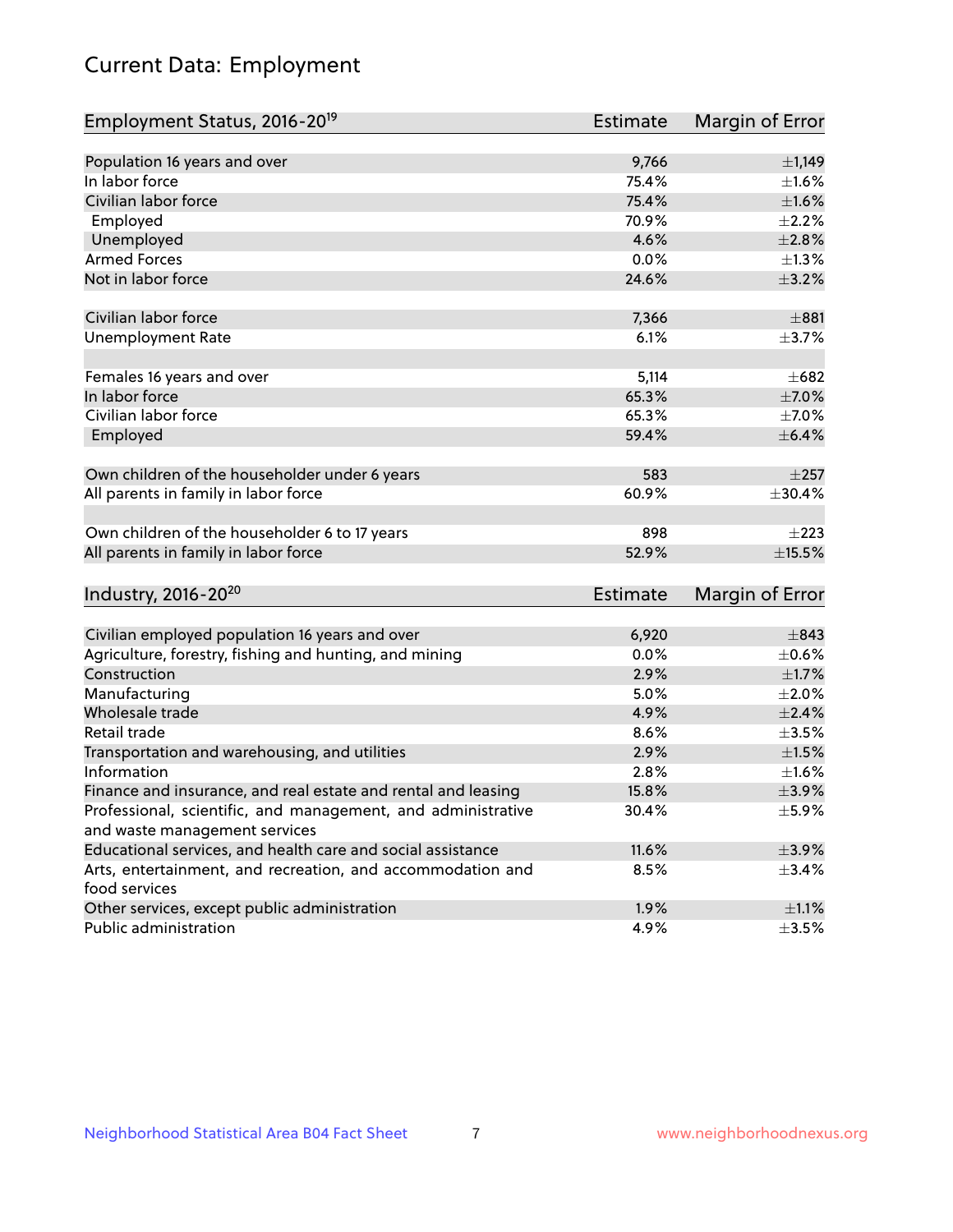# Current Data: Employment

| Employment Status, 2016-20[19] | Estimate | Margin of Error |
|---|---|---|
| Population 16 years and over | 9,766 | ±1,149 |
| In labor force | 75.4% | ±1.6% |
| Civilian labor force | 75.4% | ±1.6% |
| Employed | 70.9% | ±2.2% |
| Unemployed | 4.6% | ±2.8% |
| Armed Forces | 0.0% | ±1.3% |
| Not in labor force | 24.6% | ±3.2% |
| | | |
| Civilian labor force | 7,366 | ±881 |
| Unemployment Rate | 6.1% | ±3.7% |
| | | |
| Females 16 years and over | 5,114 | ±682 |
| In labor force | 65.3% | ±7.0% |
| Civilian labor force | 65.3% | ±7.0% |
| Employed | 59.4% | ±6.4% |
| | | |
| Own children of the householder under 6 years | 583 | ±257 |
| All parents in family in labor force | 60.9% | ±30.4% |
| | | |
| Own children of the householder 6 to 17 years | 898 | ±223 |
| All parents in family in labor force | 52.9% | ±15.5% |

| Industry, 2016-20[20] | Estimate | Margin of Error |
|---|---|---|
| Civilian employed population 16 years and over | 6,920 | ±843 |
| Agriculture, forestry, fishing and hunting, and mining | 0.0% | ±0.6% |
| Construction | 2.9% | ±1.7% |
| Manufacturing | 5.0% | ±2.0% |
| Wholesale trade | 4.9% | ±2.4% |
| Retail trade | 8.6% | ±3.5% |
| Transportation and warehousing, and utilities | 2.9% | ±1.5% |
| Information | 2.8% | ±1.6% |
| Finance and insurance, and real estate and rental and leasing | 15.8% | ±3.9% |
| Professional, scientific, and management, and administrative and waste management services | 30.4% | ±5.9% |
| Educational services, and health care and social assistance | 11.6% | ±3.9% |
| Arts, entertainment, and recreation, and accommodation and food services | 8.5% | ±3.4% |
| Other services, except public administration | 1.9% | ±1.1% |
| Public administration | 4.9% | ±3.5% |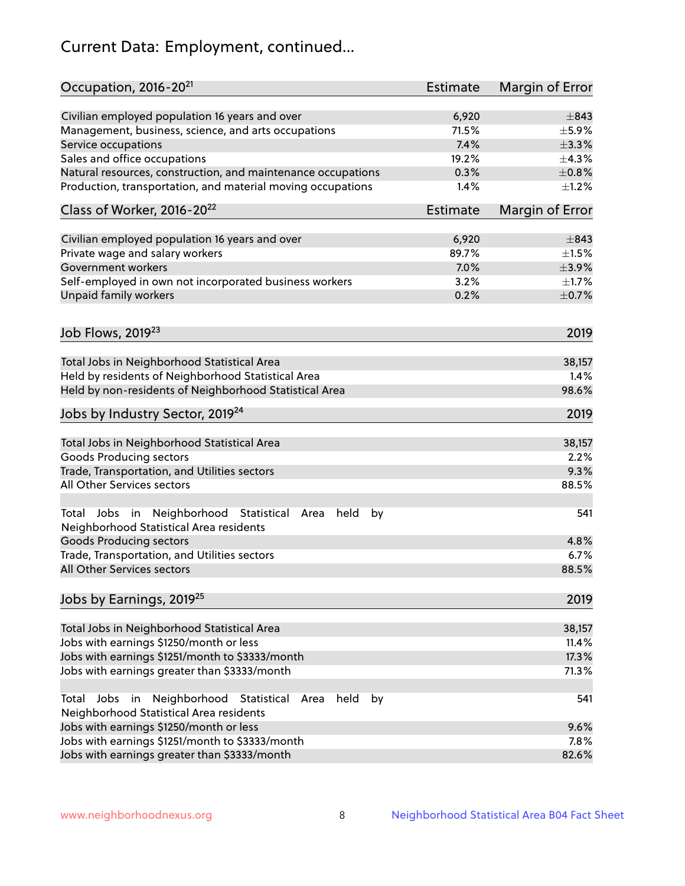# Current Data: Employment, continued...

| Occupation, 2016-20[21] | Estimate | Margin of Error |
|---|---|---|
| Civilian employed population 16 years and over | 6,920 | ±843 |
| Management, business, science, and arts occupations | 71.5% | ±5.9% |
| Service occupations | 7.4% | ±3.3% |
| Sales and office occupations | 19.2% | ±4.3% |
| Natural resources, construction, and maintenance occupations | 0.3% | ±0.8% |
| Production, transportation, and material moving occupations | 1.4% | ±1.2% |

| Class of Worker, 2016-20[22] | Estimate | Margin of Error |
|---|---|---|
| Civilian employed population 16 years and over | 6,920 | ±843 |
| Private wage and salary workers | 89.7% | ±1.5% |
| Government workers | 7.0% | ±3.9% |
| Self-employed in own not incorporated business workers | 3.2% | ±1.7% |
| Unpaid family workers | 0.2% | ±0.7% |

| Job Flows, 2019[23] | 2019 |
|---|---|
| Total Jobs in Neighborhood Statistical Area | 38,157 |
| Held by residents of Neighborhood Statistical Area | 1.4% |
| Held by non-residents of Neighborhood Statistical Area | 98.6% |

| Jobs by Industry Sector, 2019[24] | 2019 |
|---|---|
| Total Jobs in Neighborhood Statistical Area | 38,157 |
| Goods Producing sectors | 2.2% |
| Trade, Transportation, and Utilities sectors | 9.3% |
| All Other Services sectors | 88.5% |
| | |
| Total Jobs in Neighborhood Statistical Area held by Neighborhood Statistical Area residents | 541 |
| Goods Producing sectors | 4.8% |
| Trade, Transportation, and Utilities sectors | 6.7% |
| All Other Services sectors | 88.5% |

| Jobs by Earnings, 2019[25] | 2019 |
|---|---|
| Total Jobs in Neighborhood Statistical Area | 38,157 |
| Jobs with earnings $1250/month or less | 11.4% |
| Jobs with earnings $1251/month to $3333/month | 17.3% |
| Jobs with earnings greater than $3333/month | 71.3% |
| | |
| Total Jobs in Neighborhood Statistical Area held by Neighborhood Statistical Area residents | 541 |
| Jobs with earnings $1250/month or less | 9.6% |
| Jobs with earnings $1251/month to $3333/month | 7.8% |
| Jobs with earnings greater than $3333/month | 82.6% |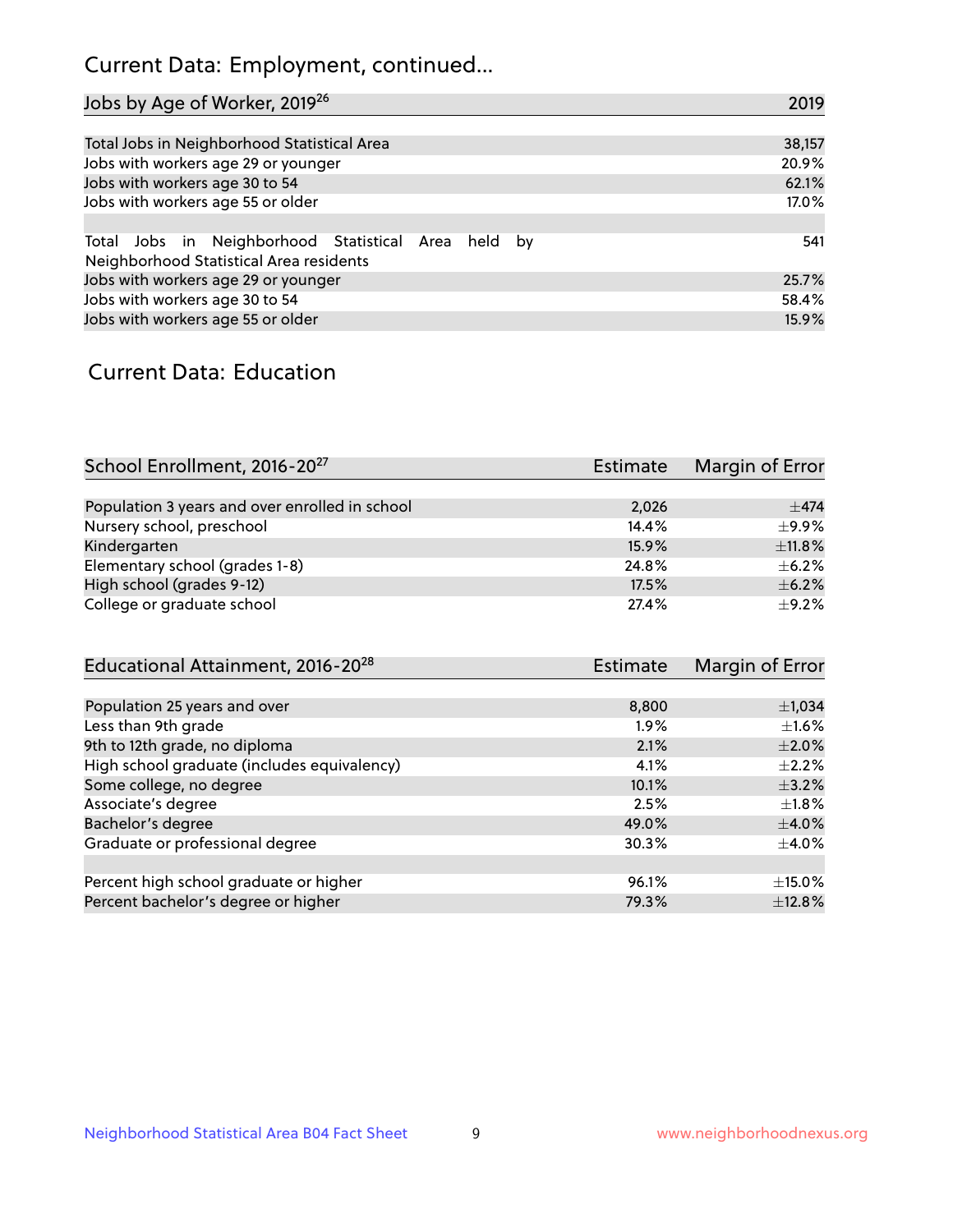## Current Data: Employment, continued...

| Jobs by Age of Worker, 2019[26] | 2019 |
|---|---|
| Total Jobs in Neighborhood Statistical Area | 38,157 |
| Jobs with workers age 29 or younger | 20.9% |
| Jobs with workers age 30 to 54 | 62.1% |
| Jobs with workers age 55 or older | 17.0% |
| | |
| Total Jobs in Neighborhood Statistical Area held by Neighborhood Statistical Area residents | 541 |
| Jobs with workers age 29 or younger | 25.7% |
| Jobs with workers age 30 to 54 | 58.4% |
| Jobs with workers age 55 or older | 15.9% |

## Current Data: Education

| School Enrollment, 2016-20[27] | Estimate | Margin of Error |
|---|---|---|
| Population 3 years and over enrolled in school | 2,026 | ±474 |
| Nursery school, preschool | 14.4% | ±9.9% |
| Kindergarten | 15.9% | ±11.8% |
| Elementary school (grades 1-8) | 24.8% | ±6.2% |
| High school (grades 9-12) | 17.5% | ±6.2% |
| College or graduate school | 27.4% | ±9.2% |

| Educational Attainment, 2016-20[28] | Estimate | Margin of Error |
|---|---|---|
| Population 25 years and over | 8,800 | ±1,034 |
| Less than 9th grade | 1.9% | ±1.6% |
| 9th to 12th grade, no diploma | 2.1% | ±2.0% |
| High school graduate (includes equivalency) | 4.1% | ±2.2% |
| Some college, no degree | 10.1% | ±3.2% |
| Associate's degree | 2.5% | ±1.8% |
| Bachelor's degree | 49.0% | ±4.0% |
| Graduate or professional degree | 30.3% | ±4.0% |
| | | |
| Percent high school graduate or higher | 96.1% | ±15.0% |
| Percent bachelor's degree or higher | 79.3% | ±12.8% |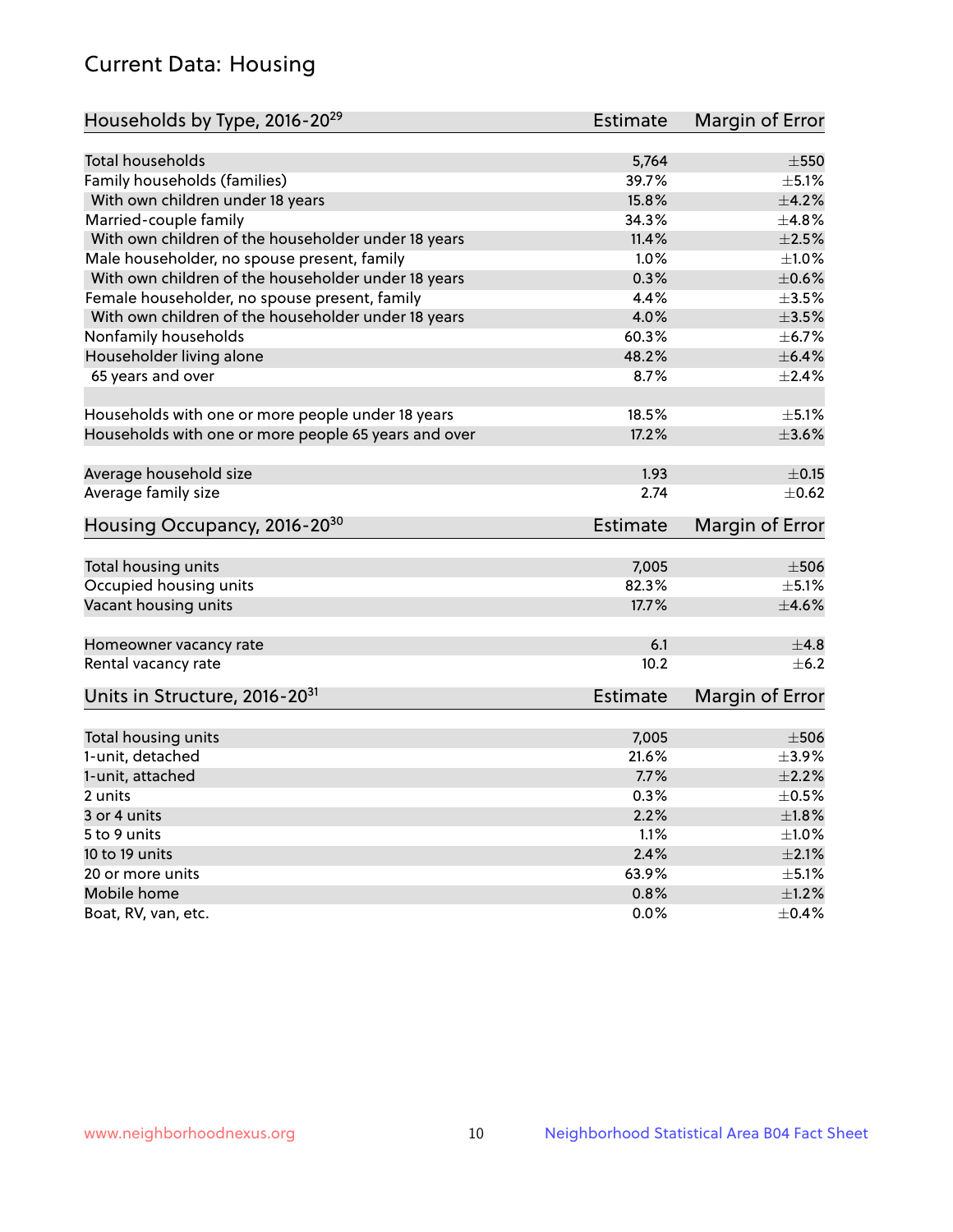# Current Data: Housing

| Households by Type, 2016-20[29] | Estimate | Margin of Error |
|---|---|---|
| Total households | 5,764 | ±550 |
| Family households (families) | 39.7% | ±5.1% |
| With own children under 18 years | 15.8% | ±4.2% |
| Married-couple family | 34.3% | ±4.8% |
| With own children of the householder under 18 years | 11.4% | ±2.5% |
| Male householder, no spouse present, family | 1.0% | ±1.0% |
| With own children of the householder under 18 years | 0.3% | ±0.6% |
| Female householder, no spouse present, family | 4.4% | ±3.5% |
| With own children of the householder under 18 years | 4.0% | ±3.5% |
| Nonfamily households | 60.3% | ±6.7% |
| Householder living alone | 48.2% | ±6.4% |
| 65 years and over | 8.7% | ±2.4% |
| Households with one or more people under 18 years | 18.5% | ±5.1% |
| Households with one or more people 65 years and over | 17.2% | ±3.6% |
| Average household size | 1.93 | ±0.15 |
| Average family size | 2.74 | ±0.62 |

| Housing Occupancy, 2016-20[30] | Estimate | Margin of Error |
|---|---|---|
| Total housing units | 7,005 | ±506 |
| Occupied housing units | 82.3% | ±5.1% |
| Vacant housing units | 17.7% | ±4.6% |
| Homeowner vacancy rate | 6.1 | ±4.8 |
| Rental vacancy rate | 10.2 | ±6.2 |

| Units in Structure, 2016-20[31] | Estimate | Margin of Error |
|---|---|---|
| Total housing units | 7,005 | ±506 |
| 1-unit, detached | 21.6% | ±3.9% |
| 1-unit, attached | 7.7% | ±2.2% |
| 2 units | 0.3% | ±0.5% |
| 3 or 4 units | 2.2% | ±1.8% |
| 5 to 9 units | 1.1% | ±1.0% |
| 10 to 19 units | 2.4% | ±2.1% |
| 20 or more units | 63.9% | ±5.1% |
| Mobile home | 0.8% | ±1.2% |
| Boat, RV, van, etc. | 0.0% | ±0.4% |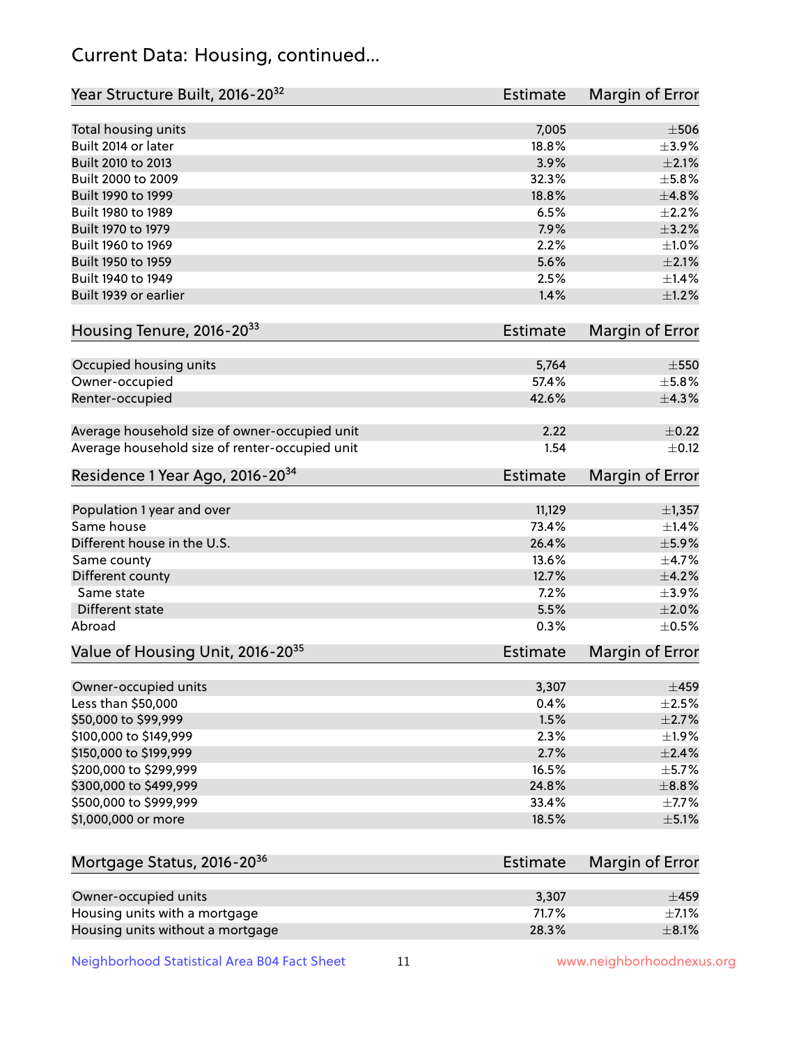# Current Data: Housing, continued...

| Year Structure Built, 2016-20[32] | Estimate | Margin of Error |
|---|---|---|
| Total housing units | 7,005 | ±506 |
| Built 2014 or later | 18.8% | ±3.9% |
| Built 2010 to 2013 | 3.9% | ±2.1% |
| Built 2000 to 2009 | 32.3% | ±5.8% |
| Built 1990 to 1999 | 18.8% | ±4.8% |
| Built 1980 to 1989 | 6.5% | ±2.2% |
| Built 1970 to 1979 | 7.9% | ±3.2% |
| Built 1960 to 1969 | 2.2% | ±1.0% |
| Built 1950 to 1959 | 5.6% | ±2.1% |
| Built 1940 to 1949 | 2.5% | ±1.4% |
| Built 1939 or earlier | 1.4% | ±1.2% |

| Housing Tenure, 2016-20[33] | Estimate | Margin of Error |
|---|---|---|
| Occupied housing units | 5,764 | ±550 |
| Owner-occupied | 57.4% | ±5.8% |
| Renter-occupied | 42.6% | ±4.3% |
| Average household size of owner-occupied unit | 2.22 | ±0.22 |
| Average household size of renter-occupied unit | 1.54 | ±0.12 |

| Residence 1 Year Ago, 2016-20[34] | Estimate | Margin of Error |
|---|---|---|
| Population 1 year and over | 11,129 | ±1,357 |
| Same house | 73.4% | ±1.4% |
| Different house in the U.S. | 26.4% | ±5.9% |
| Same county | 13.6% | ±4.7% |
| Different county | 12.7% | ±4.2% |
| Same state | 7.2% | ±3.9% |
| Different state | 5.5% | ±2.0% |
| Abroad | 0.3% | ±0.5% |

| Value of Housing Unit, 2016-20[35] | Estimate | Margin of Error |
|---|---|---|
| Owner-occupied units | 3,307 | ±459 |
| Less than $50,000 | 0.4% | ±2.5% |
| $50,000 to $99,999 | 1.5% | ±2.7% |
| $100,000 to $149,999 | 2.3% | ±1.9% |
| $150,000 to $199,999 | 2.7% | ±2.4% |
| $200,000 to $299,999 | 16.5% | ±5.7% |
| $300,000 to $499,999 | 24.8% | ±8.8% |
| $500,000 to $999,999 | 33.4% | ±7.7% |
| $1,000,000 or more | 18.5% | ±5.1% |

| Mortgage Status, 2016-20[36] | Estimate | Margin of Error |
|---|---|---|
| Owner-occupied units | 3,307 | ±459 |
| Housing units with a mortgage | 71.7% | ±7.1% |
| Housing units without a mortgage | 28.3% | ±8.1% |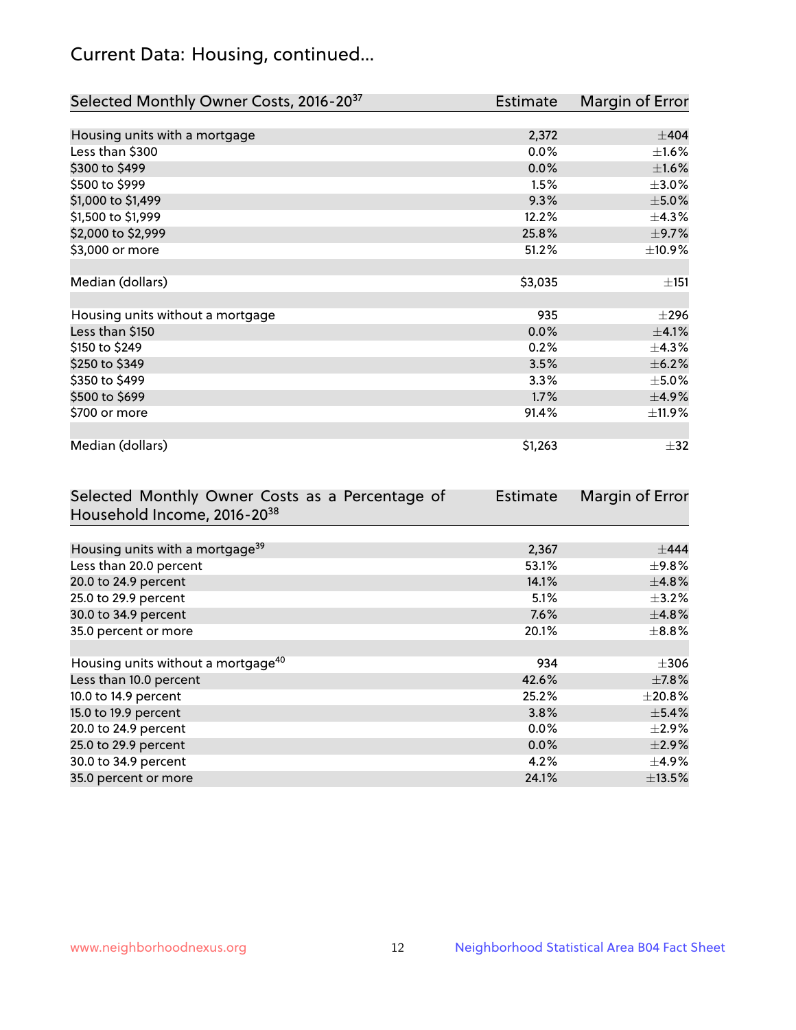## Current Data: Housing, continued...

| Selected Monthly Owner Costs, 2016-20[37] | Estimate | Margin of Error |
|---|---|---|
| Housing units with a mortgage | 2,372 | ±404 |
| Less than $300 | 0.0% | ±1.6% |
| $300 to $499 | 0.0% | ±1.6% |
| $500 to $999 | 1.5% | ±3.0% |
| $1,000 to $1,499 | 9.3% | ±5.0% |
| $1,500 to $1,999 | 12.2% | ±4.3% |
| $2,000 to $2,999 | 25.8% | ±9.7% |
| $3,000 or more | 51.2% | ±10.9% |
| | | |
| Median (dollars) | $3,035 | ±151 |
| | | |
| Housing units without a mortgage | 935 | ±296 |
| Less than $150 | 0.0% | ±4.1% |
| $150 to $249 | 0.2% | ±4.3% |
| $250 to $349 | 3.5% | ±6.2% |
| $350 to $499 | 3.3% | ±5.0% |
| $500 to $699 | 1.7% | ±4.9% |
| $700 or more | 91.4% | ±11.9% |
| | | |
| Median (dollars) | $1,263 | ±32 |

| Selected Monthly Owner Costs as a Percentage of Household Income, 2016-20[38] | Estimate | Margin of Error |
|---|---|---|
| Housing units with a mortgage[39] | 2,367 | ±444 |
| Less than 20.0 percent | 53.1% | ±9.8% |
| 20.0 to 24.9 percent | 14.1% | ±4.8% |
| 25.0 to 29.9 percent | 5.1% | ±3.2% |
| 30.0 to 34.9 percent | 7.6% | ±4.8% |
| 35.0 percent or more | 20.1% | ±8.8% |
| | | |
| Housing units without a mortgage[40] | 934 | ±306 |
| Less than 10.0 percent | 42.6% | ±7.8% |
| 10.0 to 14.9 percent | 25.2% | ±20.8% |
| 15.0 to 19.9 percent | 3.8% | ±5.4% |
| 20.0 to 24.9 percent | 0.0% | ±2.9% |
| 25.0 to 29.9 percent | 0.0% | ±2.9% |
| 30.0 to 34.9 percent | 4.2% | ±4.9% |
| 35.0 percent or more | 24.1% | ±13.5% |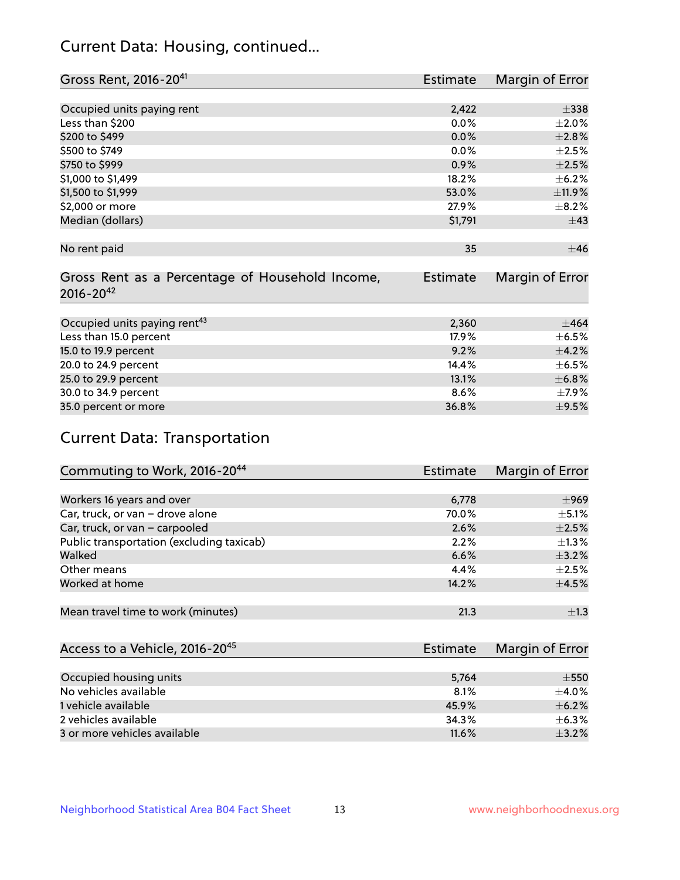## Current Data: Housing, continued...

| Gross Rent, 2016-20[41] | Estimate | Margin of Error |
|---|---|---|
| Occupied units paying rent | 2,422 | ±338 |
| Less than $200 | 0.0% | ±2.0% |
| $200 to $499 | 0.0% | ±2.8% |
| $500 to $749 | 0.0% | ±2.5% |
| $750 to $999 | 0.9% | ±2.5% |
| $1,000 to $1,499 | 18.2% | ±6.2% |
| $1,500 to $1,999 | 53.0% | ±11.9% |
| $2,000 or more | 27.9% | ±8.2% |
| Median (dollars) | $1,791 | ±43 |
| No rent paid | 35 | ±46 |

| Gross Rent as a Percentage of Household Income, 2016-20[42] | Estimate | Margin of Error |
|---|---|---|
| Occupied units paying rent[43] | 2,360 | ±464 |
| Less than 15.0 percent | 17.9% | ±6.5% |
| 15.0 to 19.9 percent | 9.2% | ±4.2% |
| 20.0 to 24.9 percent | 14.4% | ±6.5% |
| 25.0 to 29.9 percent | 13.1% | ±6.8% |
| 30.0 to 34.9 percent | 8.6% | ±7.9% |
| 35.0 percent or more | 36.8% | ±9.5% |

## Current Data: Transportation

| Commuting to Work, 2016-20[44] | Estimate | Margin of Error |
|---|---|---|
| Workers 16 years and over | 6,778 | ±969 |
| Car, truck, or van – drove alone | 70.0% | ±5.1% |
| Car, truck, or van – carpooled | 2.6% | ±2.5% |
| Public transportation (excluding taxicab) | 2.2% | ±1.3% |
| Walked | 6.6% | ±3.2% |
| Other means | 4.4% | ±2.5% |
| Worked at home | 14.2% | ±4.5% |
| Mean travel time to work (minutes) | 21.3 | ±1.3 |

| Access to a Vehicle, 2016-20[45] | Estimate | Margin of Error |
|---|---|---|
| Occupied housing units | 5,764 | ±550 |
| No vehicles available | 8.1% | ±4.0% |
| 1 vehicle available | 45.9% | ±6.2% |
| 2 vehicles available | 34.3% | ±6.3% |
| 3 or more vehicles available | 11.6% | ±3.2% |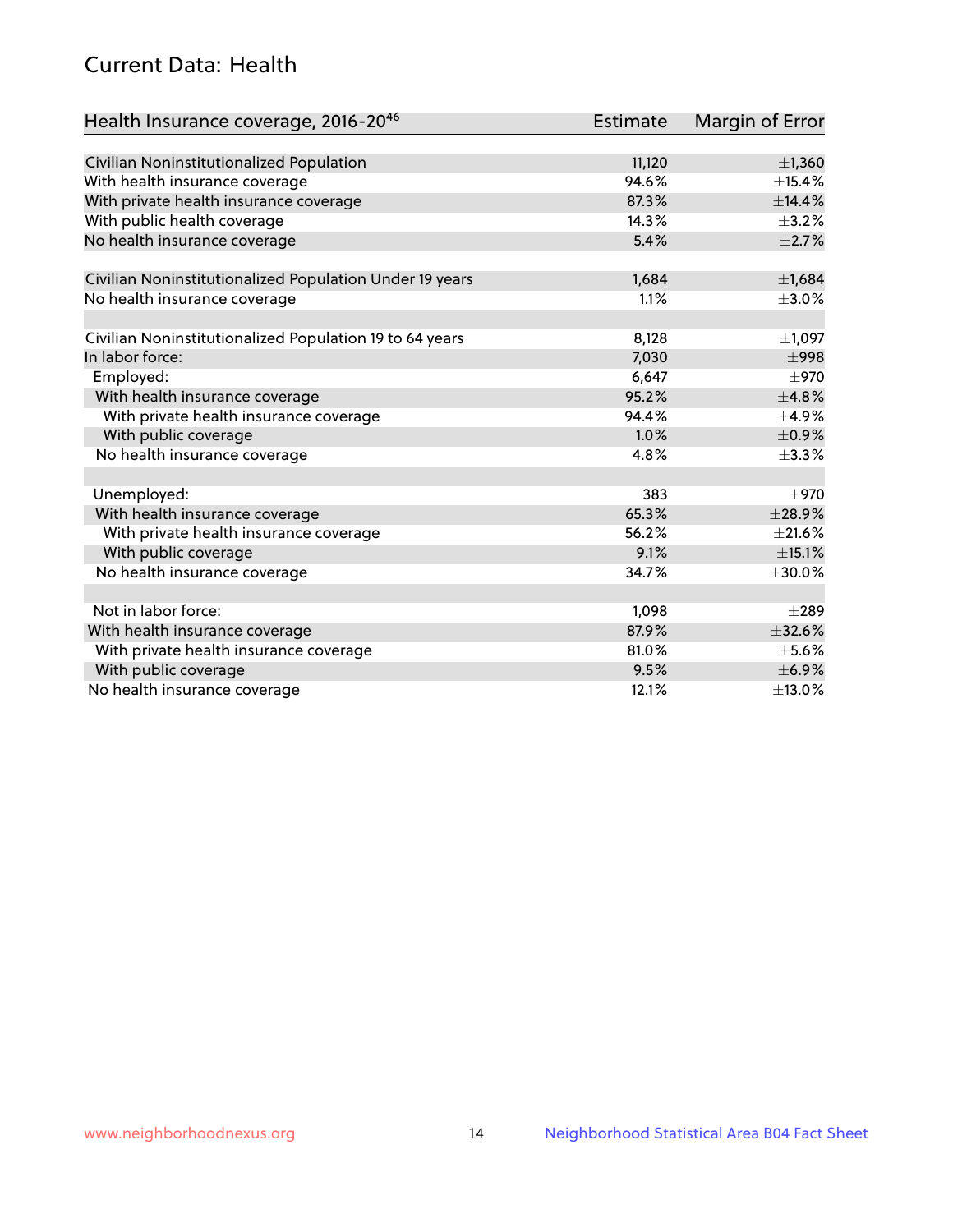## Current Data: Health

| Health Insurance coverage, 2016-20[46] | Estimate | Margin of Error |
|---|---|---|
| Civilian Noninstitutionalized Population | 11,120 | ±1,360 |
| With health insurance coverage | 94.6% | ±15.4% |
| With private health insurance coverage | 87.3% | ±14.4% |
| With public health coverage | 14.3% | ±3.2% |
| No health insurance coverage | 5.4% | ±2.7% |
| | | |
| Civilian Noninstitutionalized Population Under 19 years | 1,684 | ±1,684 |
| No health insurance coverage | 1.1% | ±3.0% |
| | | |
| Civilian Noninstitutionalized Population 19 to 64 years | 8,128 | ±1,097 |
| In labor force: | 7,030 | ±998 |
| Employed: | 6,647 | ±970 |
| With health insurance coverage | 95.2% | ±4.8% |
| With private health insurance coverage | 94.4% | ±4.9% |
| With public coverage | 1.0% | ±0.9% |
| No health insurance coverage | 4.8% | ±3.3% |
| | | |
| Unemployed: | 383 | ±970 |
| With health insurance coverage | 65.3% | ±28.9% |
| With private health insurance coverage | 56.2% | ±21.6% |
| With public coverage | 9.1% | ±15.1% |
| No health insurance coverage | 34.7% | ±30.0% |
| | | |
| Not in labor force: | 1,098 | ±289 |
| With health insurance coverage | 87.9% | ±32.6% |
| With private health insurance coverage | 81.0% | ±5.6% |
| With public coverage | 9.5% | ±6.9% |
| No health insurance coverage | 12.1% | ±13.0% |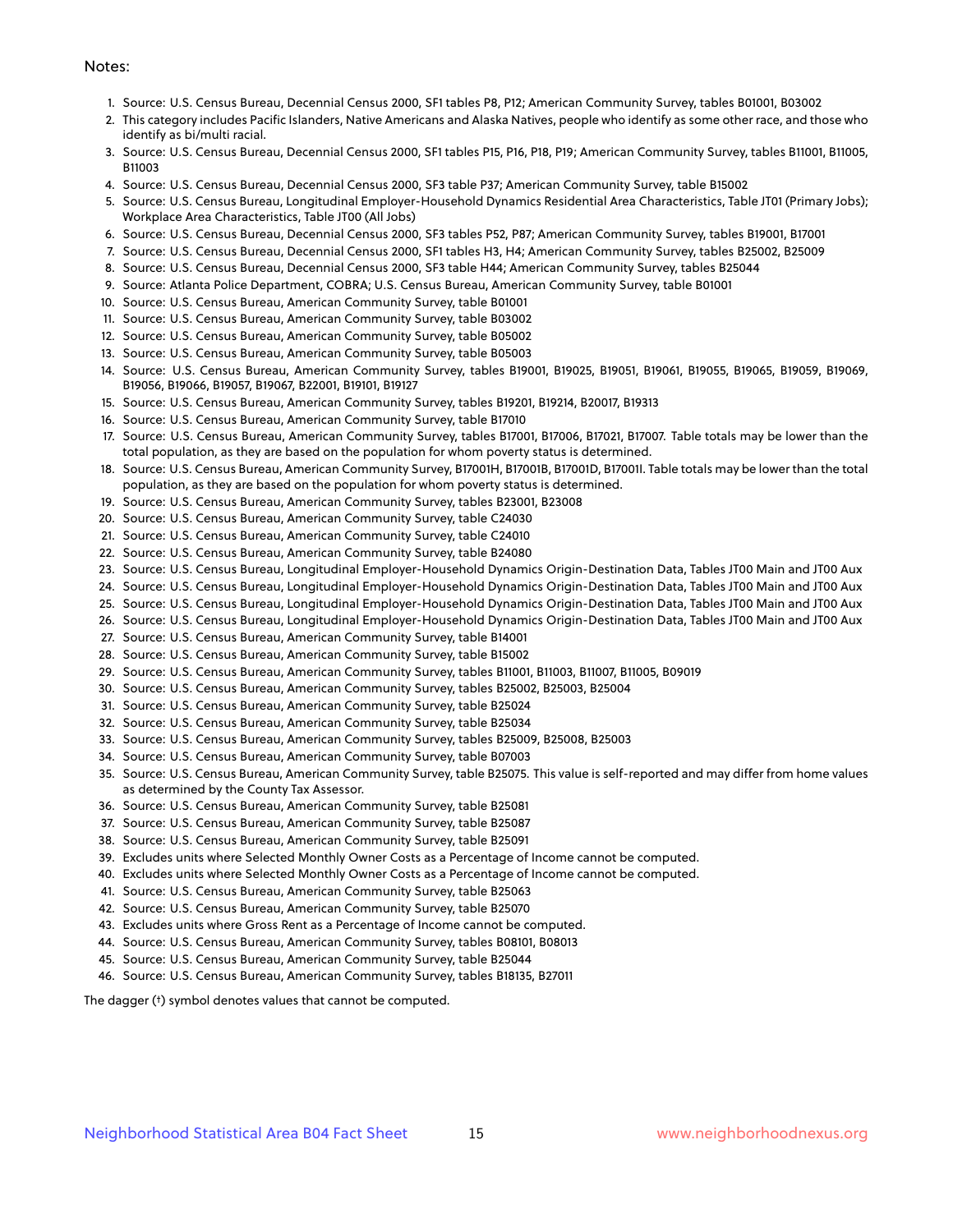Notes:

1. Source: U.S. Census Bureau, Decennial Census 2000, SF1 tables P8, P12; American Community Survey, tables B01001, B03002
2. This category includes Pacific Islanders, Native Americans and Alaska Natives, people who identify as some other race, and those who identify as bi/multi racial.
3. Source: U.S. Census Bureau, Decennial Census 2000, SF1 tables P15, P16, P18, P19; American Community Survey, tables B11001, B11005, B11003
4. Source: U.S. Census Bureau, Decennial Census 2000, SF3 table P37; American Community Survey, table B15002
5. Source: U.S. Census Bureau, Longitudinal Employer-Household Dynamics Residential Area Characteristics, Table JT01 (Primary Jobs); Workplace Area Characteristics, Table JT00 (All Jobs)
6. Source: U.S. Census Bureau, Decennial Census 2000, SF3 tables P52, P87; American Community Survey, tables B19001, B17001
7. Source: U.S. Census Bureau, Decennial Census 2000, SF1 tables H3, H4; American Community Survey, tables B25002, B25009
8. Source: U.S. Census Bureau, Decennial Census 2000, SF3 table H44; American Community Survey, tables B25044
9. Source: Atlanta Police Department, COBRA; U.S. Census Bureau, American Community Survey, table B01001
10. Source: U.S. Census Bureau, American Community Survey, table B01001
11. Source: U.S. Census Bureau, American Community Survey, table B03002
12. Source: U.S. Census Bureau, American Community Survey, table B05002
13. Source: U.S. Census Bureau, American Community Survey, table B05003
14. Source: U.S. Census Bureau, American Community Survey, tables B19001, B19025, B19051, B19061, B19055, B19065, B19059, B19069, B19056, B19066, B19057, B19067, B22001, B19101, B19127
15. Source: U.S. Census Bureau, American Community Survey, tables B19201, B19214, B20017, B19313
16. Source: U.S. Census Bureau, American Community Survey, table B17010
17. Source: U.S. Census Bureau, American Community Survey, tables B17001, B17006, B17021, B17007. Table totals may be lower than the total population, as they are based on the population for whom poverty status is determined.
18. Source: U.S. Census Bureau, American Community Survey, B17001H, B17001B, B17001D, B17001I. Table totals may be lower than the total population, as they are based on the population for whom poverty status is determined.
19. Source: U.S. Census Bureau, American Community Survey, tables B23001, B23008
20. Source: U.S. Census Bureau, American Community Survey, table C24030
21. Source: U.S. Census Bureau, American Community Survey, table C24010
22. Source: U.S. Census Bureau, American Community Survey, table B24080
23. Source: U.S. Census Bureau, Longitudinal Employer-Household Dynamics Origin-Destination Data, Tables JT00 Main and JT00 Aux
24. Source: U.S. Census Bureau, Longitudinal Employer-Household Dynamics Origin-Destination Data, Tables JT00 Main and JT00 Aux
25. Source: U.S. Census Bureau, Longitudinal Employer-Household Dynamics Origin-Destination Data, Tables JT00 Main and JT00 Aux
26. Source: U.S. Census Bureau, Longitudinal Employer-Household Dynamics Origin-Destination Data, Tables JT00 Main and JT00 Aux
27. Source: U.S. Census Bureau, American Community Survey, table B14001
28. Source: U.S. Census Bureau, American Community Survey, table B15002
29. Source: U.S. Census Bureau, American Community Survey, tables B11001, B11003, B11007, B11005, B09019
30. Source: U.S. Census Bureau, American Community Survey, tables B25002, B25003, B25004
31. Source: U.S. Census Bureau, American Community Survey, table B25024
32. Source: U.S. Census Bureau, American Community Survey, table B25034
33. Source: U.S. Census Bureau, American Community Survey, tables B25009, B25008, B25003
34. Source: U.S. Census Bureau, American Community Survey, table B07003
35. Source: U.S. Census Bureau, American Community Survey, table B25075. This value is self-reported and may differ from home values as determined by the County Tax Assessor.
36. Source: U.S. Census Bureau, American Community Survey, table B25081
37. Source: U.S. Census Bureau, American Community Survey, table B25087
38. Source: U.S. Census Bureau, American Community Survey, table B25091
39. Excludes units where Selected Monthly Owner Costs as a Percentage of Income cannot be computed.
40. Excludes units where Selected Monthly Owner Costs as a Percentage of Income cannot be computed.
41. Source: U.S. Census Bureau, American Community Survey, table B25063
42. Source: U.S. Census Bureau, American Community Survey, table B25070
43. Excludes units where Gross Rent as a Percentage of Income cannot be computed.
44. Source: U.S. Census Bureau, American Community Survey, tables B08101, B08013
45. Source: U.S. Census Bureau, American Community Survey, table B25044
46. Source: U.S. Census Bureau, American Community Survey, tables B18135, B27011

The dagger (†) symbol denotes values that cannot be computed.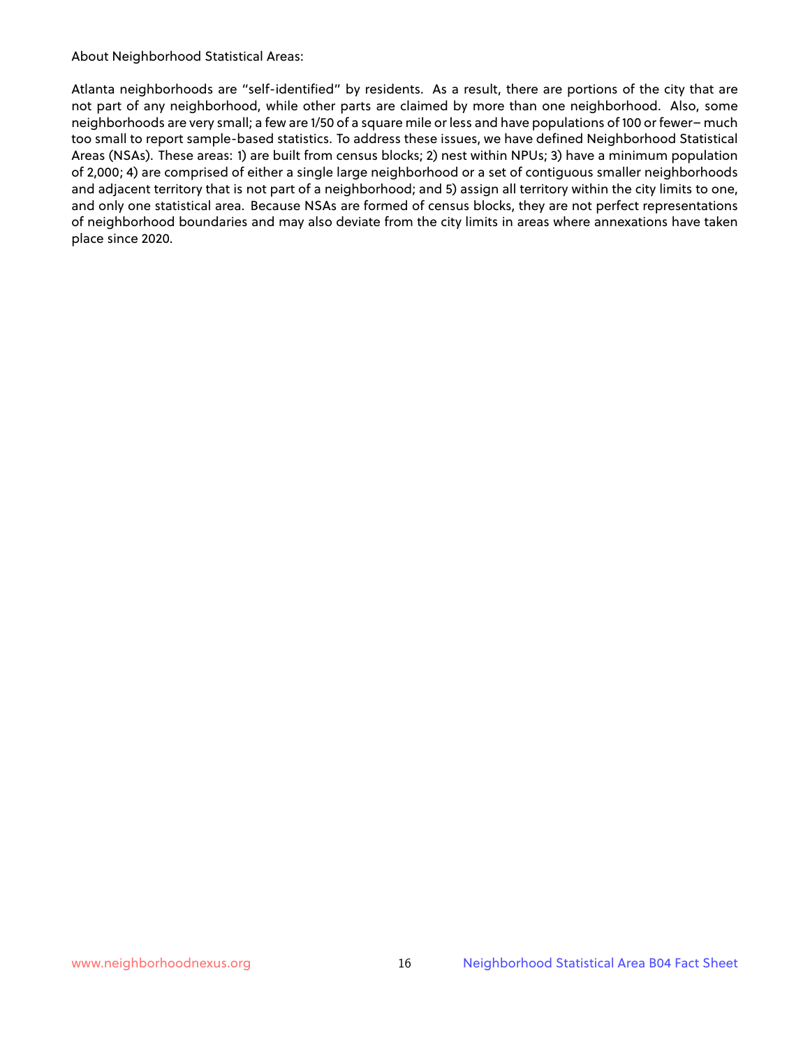About Neighborhood Statistical Areas:

Atlanta neighborhoods are "self-identified" by residents. As a result, there are portions of the city that are not part of any neighborhood, while other parts are claimed by more than one neighborhood. Also, some neighborhoods are very small; a few are 1/50 of a square mile or less and have populations of 100 or fewer– much too small to report sample-based statistics. To address these issues, we have defined Neighborhood Statistical Areas (NSAs). These areas: 1) are built from census blocks; 2) nest within NPUs; 3) have a minimum population of 2,000; 4) are comprised of either a single large neighborhood or a set of contiguous smaller neighborhoods and adjacent territory that is not part of a neighborhood; and 5) assign all territory within the city limits to one, and only one statistical area. Because NSAs are formed of census blocks, they are not perfect representations of neighborhood boundaries and may also deviate from the city limits in areas where annexations have taken place since 2020.